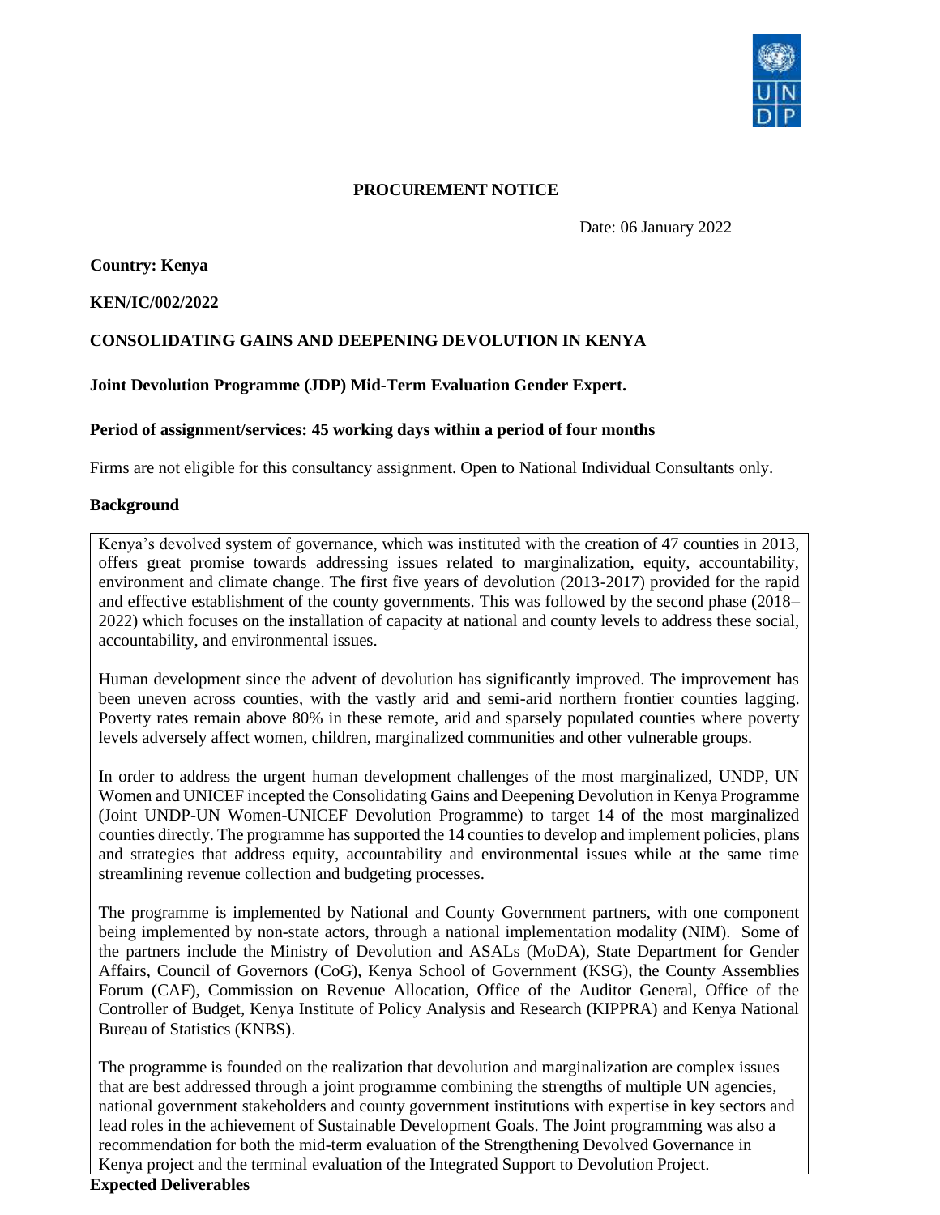**PROCUREMENT NOTICE**

Date: 06 January 2022

**Country: Kenya**

**KEN/IC/002/2022**

**CONSOLIDATING GAINS AND DEEPENING DEVOLUTION IN KENYA**

**Joint Devolution Programme (JDP) Mid-Term Evaluation Gender Expert.**

**Period of assignment/services: 45 working days within a period of four months**

Firms are not eligible for this consultancy assignment. Open to National Individual Consultants only.

**Background**

Kenya's devolved system of governance, which was instituted with the creation of 47 counties in 2013, offers great promise towards addressing issues related to marginalization, equity, accountability, environment and climate change. The first five years of devolution (2013-2017) provided for the rapid and effective establishment of the county governments. This was followed by the second phase (2018–2022) which focuses on the installation of capacity at national and county levels to address these social, accountability, and environmental issues.

Human development since the advent of devolution has significantly improved. The improvement has been uneven across counties, with the vastly arid and semi-arid northern frontier counties lagging. Poverty rates remain above 80% in these remote, arid and sparsely populated counties where poverty levels adversely affect women, children, marginalized communities and other vulnerable groups.

In order to address the urgent human development challenges of the most marginalized, UNDP, UN Women and UNICEF incepted the Consolidating Gains and Deepening Devolution in Kenya Programme (Joint UNDP-UN Women-UNICEF Devolution Programme) to target 14 of the most marginalized counties directly. The programme has supported the 14 counties to develop and implement policies, plans and strategies that address equity, accountability and environmental issues while at the same time streamlining revenue collection and budgeting processes.

The programme is implemented by National and County Government partners, with one component being implemented by non-state actors, through a national implementation modality (NIM). Some of the partners include the Ministry of Devolution and ASALs (MoDA), State Department for Gender Affairs, Council of Governors (CoG), Kenya School of Government (KSG), the County Assemblies Forum (CAF), Commission on Revenue Allocation, Office of the Auditor General, Office of the Controller of Budget, Kenya Institute of Policy Analysis and Research (KIPPRA) and Kenya National Bureau of Statistics (KNBS).

The programme is founded on the realization that devolution and marginalization are complex issues that are best addressed through a joint programme combining the strengths of multiple UN agencies, national government stakeholders and county government institutions with expertise in key sectors and lead roles in the achievement of Sustainable Development Goals. The Joint programming was also a recommendation for both the mid-term evaluation of the Strengthening Devolved Governance in Kenya project and the terminal evaluation of the Integrated Support to Devolution Project.

**Expected Deliverables**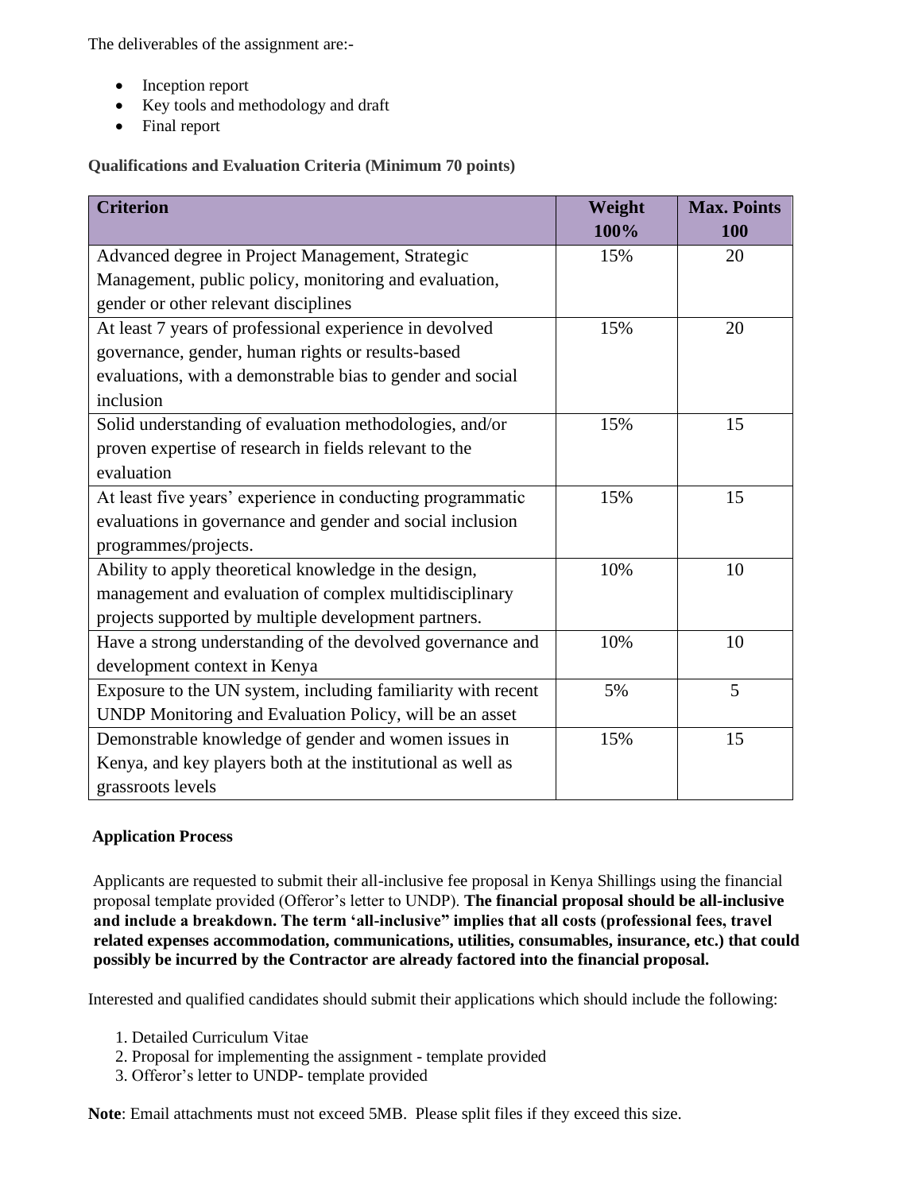The deliverables of the assignment are:-

- Inception report
- Key tools and methodology and draft
- Final report

**Qualifications and Evaluation Criteria (Minimum 70 points)**

| **Criterion** | **Weight 100%** | **Max. Points 100** |
|---|---|---|
| Advanced degree in Project Management, Strategic Management, public policy, monitoring and evaluation, gender or other relevant disciplines | 15% | 20 |
| At least 7 years of professional experience in devolved governance, gender, human rights or results-based evaluations, with a demonstrable bias to gender and social inclusion | 15% | 20 |
| Solid understanding of evaluation methodologies, and/or proven expertise of research in fields relevant to the evaluation | 15% | 15 |
| At least five years' experience in conducting programmatic evaluations in governance and gender and social inclusion programmes/projects. | 15% | 15 |
| Ability to apply theoretical knowledge in the design, management and evaluation of complex multidisciplinary projects supported by multiple development partners. | 10% | 10 |
| Have a strong understanding of the devolved governance and development context in Kenya | 10% | 10 |
| Exposure to the UN system, including familiarity with recent UNDP Monitoring and Evaluation Policy, will be an asset | 5% | 5 |
| Demonstrable knowledge of gender and women issues in Kenya, and key players both at the institutional as well as grassroots levels | 15% | 15 |

**Application Process**

Applicants are requested to submit their all-inclusive fee proposal in Kenya Shillings using the financial proposal template provided (Offeror's letter to UNDP). **The financial proposal should be all-inclusive and include a breakdown. The term 'all-inclusive" implies that all costs (professional fees, travel related expenses accommodation, communications, utilities, consumables, insurance, etc.) that could possibly be incurred by the Contractor are already factored into the financial proposal.**

Interested and qualified candidates should submit their applications which should include the following:

1. Detailed Curriculum Vitae
2. Proposal for implementing the assignment - template provided
3. Offeror's letter to UNDP- template provided

**Note**: Email attachments must not exceed 5MB. Please split files if they exceed this size.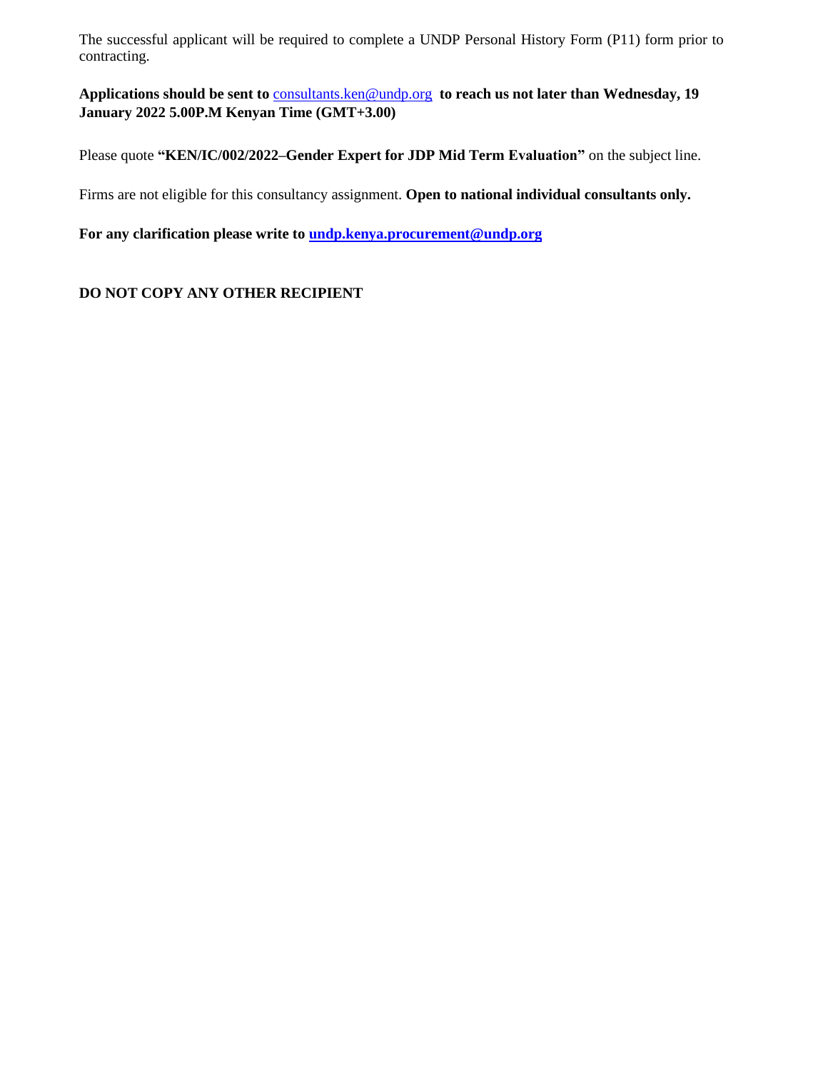The successful applicant will be required to complete a UNDP Personal History Form (P11) form prior to contracting.

**Applications should be sent to** consultants.ken@undp.org **to reach us not later than Wednesday, 19 January 2022 5.00P.M Kenyan Time (GMT+3.00)**

Please quote **"KEN/IC/002/2022–Gender Expert for JDP Mid Term Evaluation"** on the subject line.

Firms are not eligible for this consultancy assignment. **Open to national individual consultants only.**

**For any clarification please write to undp.kenya.procurement@undp.org**

**DO NOT COPY ANY OTHER RECIPIENT**